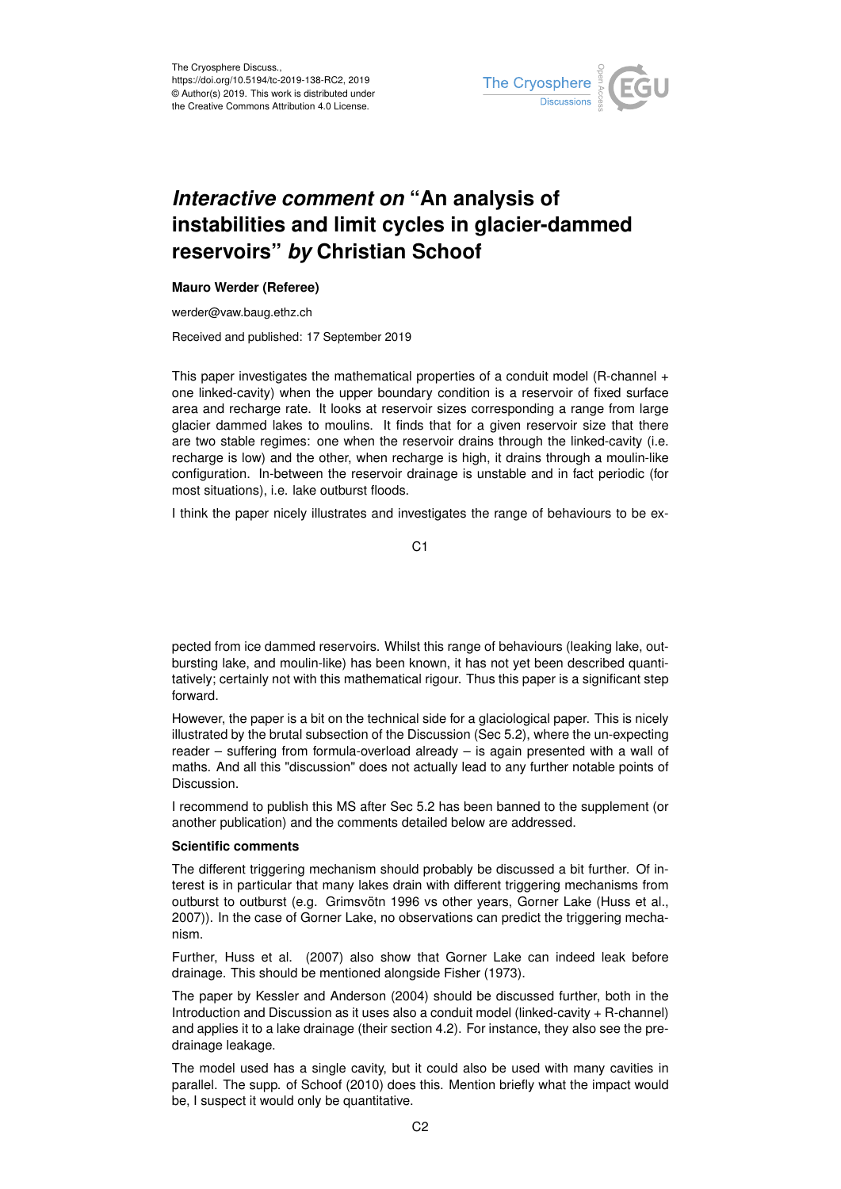The Cryosphere Discuss.,
https://doi.org/10.5194/tc-2019-138-RC2, 2019
© Author(s) 2019. This work is distributed under
the Creative Commons Attribution 4.0 License.

# *Interactive comment on* "An analysis of instabilities and limit cycles in glacier-dammed reservoirs" *by* Christian Schoof

**Mauro Werder (Referee)**

werder@vaw.baug.ethz.ch

Received and published: 17 September 2019

This paper investigates the mathematical properties of a conduit model (R-channel + one linked-cavity) when the upper boundary condition is a reservoir of fixed surface area and recharge rate. It looks at reservoir sizes corresponding a range from large glacier dammed lakes to moulins. It finds that for a given reservoir size that there are two stable regimes: one when the reservoir drains through the linked-cavity (i.e. recharge is low) and the other, when recharge is high, it drains through a moulin-like configuration. In-between the reservoir drainage is unstable and in fact periodic (for most situations), i.e. lake outburst floods.

I think the paper nicely illustrates and investigates the range of behaviours to be expected from ice dammed reservoirs. Whilst this range of behaviours (leaking lake, outbursting lake, and moulin-like) has been known, it has not yet been described quantitatively; certainly not with this mathematical rigour. Thus this paper is a significant step forward.

However, the paper is a bit on the technical side for a glaciological paper. This is nicely illustrated by the brutal subsection of the Discussion (Sec 5.2), where the un-expecting reader – suffering from formula-overload already – is again presented with a wall of maths. And all this "discussion" does not actually lead to any further notable points of Discussion.

I recommend to publish this MS after Sec 5.2 has been banned to the supplement (or another publication) and the comments detailed below are addressed.

**Scientific comments**

The different triggering mechanism should probably be discussed a bit further. Of interest is in particular that many lakes drain with different triggering mechanisms from outburst to outburst (e.g. Grimsvötn 1996 vs other years, Gorner Lake (Huss et al., 2007)). In the case of Gorner Lake, no observations can predict the triggering mechanism.

Further, Huss et al. (2007) also show that Gorner Lake can indeed leak before drainage. This should be mentioned alongside Fisher (1973).

The paper by Kessler and Anderson (2004) should be discussed further, both in the Introduction and Discussion as it uses also a conduit model (linked-cavity + R-channel) and applies it to a lake drainage (their section 4.2). For instance, they also see the pre-drainage leakage.

The model used has a single cavity, but it could also be used with many cavities in parallel. The supp. of Schoof (2010) does this. Mention briefly what the impact would be, I suspect it would only be quantitative.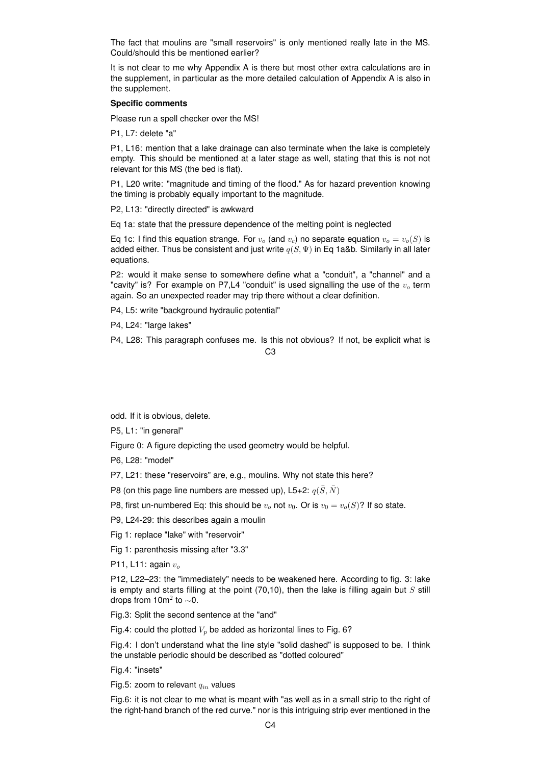The fact that moulins are "small reservoirs" is only mentioned really late in the MS. Could/should this be mentioned earlier?

It is not clear to me why Appendix A is there but most other extra calculations are in the supplement, in particular as the more detailed calculation of Appendix A is also in the supplement.

**Specific comments**

Please run a spell checker over the MS!

P1, L7: delete "a"

P1, L16: mention that a lake drainage can also terminate when the lake is completely empty. This should be mentioned at a later stage as well, stating that this is not not relevant for this MS (the bed is flat).

P1, L20 write: "magnitude and timing of the flood." As for hazard prevention knowing the timing is probably equally important to the magnitude.

P2, L13: "directly directed" is awkward

Eq 1a: state that the pressure dependence of the melting point is neglected

Eq 1c: I find this equation strange. For $v_o$ (and $v_c$) no separate equation $v_o = v_o(S)$ is added either. Thus be consistent and just write $q(S, \Psi)$ in Eq 1a&b. Similarly in all later equations.

P2: would it make sense to somewhere define what a "conduit", a "channel" and a "cavity" is? For example on P7,L4 "conduit" is used signalling the use of the $v_o$ term again. So an unexpected reader may trip there without a clear definition.

P4, L5: write "background hydraulic potential"

P4, L24: "large lakes"

P4, L28: This paragraph confuses me. Is this not obvious? If not, be explicit what is odd. If it is obvious, delete.

P5, L1: "in general"

Figure 0: A figure depicting the used geometry would be helpful.

P6, L28: "model"

P7, L21: these "reservoirs" are, e.g., moulins. Why not state this here?

P8 (on this page line numbers are messed up), L5+2: $q(\bar{S}, \bar{N})$

P8, first un-numbered Eq: this should be $v_o$ not $v_0$. Or is $v_0 = v_o(S)$? If so state.

P9, L24-29: this describes again a moulin

Fig 1: replace "lake" with "reservoir"

Fig 1: parenthesis missing after "3.3"

P11, L11: again $v_o$

P12, L22–23: the "immediately" needs to be weakened here. According to fig. 3: lake is empty and starts filling at the point (70,10), then the lake is filling again but $S$ still drops from 10m$^2$ to ∼0.

Fig.3: Split the second sentence at the "and"

Fig.4: could the plotted $V_p$ be added as horizontal lines to Fig. 6?

Fig.4: I don't understand what the line style "solid dashed" is supposed to be. I think the unstable periodic should be described as "dotted coloured"

Fig.4: "insets"

Fig.5: zoom to relevant $q_{in}$ values

Fig.6: it is not clear to me what is meant with "as well as in a small strip to the right of the right-hand branch of the red curve." nor is this intriguing strip ever mentioned in the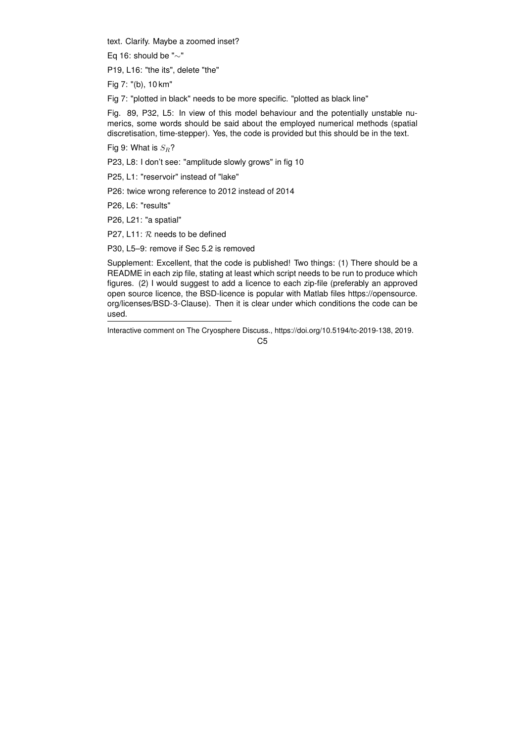text. Clarify. Maybe a zoomed inset?

Eq 16: should be "$\sim$"

P19, L16: "the its", delete "the"

Fig 7: "(b), 10 km"

Fig 7: "plotted in black" needs to be more specific. "plotted as black line"

Fig. 89, P32, L5: In view of this model behaviour and the potentially unstable numerics, some words should be said about the employed numerical methods (spatial discretisation, time-stepper). Yes, the code is provided but this should be in the text.

Fig 9: What is $S_R$?

P23, L8: I don't see: "amplitude slowly grows" in fig 10

P25, L1: "reservoir" instead of "lake"

P26: twice wrong reference to 2012 instead of 2014

P26, L6: "results"

P26, L21: "a spatial"

P27, L11: $\mathcal{R}$ needs to be defined

P30, L5–9: remove if Sec 5.2 is removed

Supplement: Excellent, that the code is published! Two things: (1) There should be a README in each zip file, stating at least which script needs to be run to produce which figures. (2) I would suggest to add a licence to each zip-file (preferably an approved open source licence, the BSD-licence is popular with Matlab files https://opensource.org/licenses/BSD-3-Clause). Then it is clear under which conditions the code can be used.

---

Interactive comment on The Cryosphere Discuss., https://doi.org/10.5194/tc-2019-138, 2019.